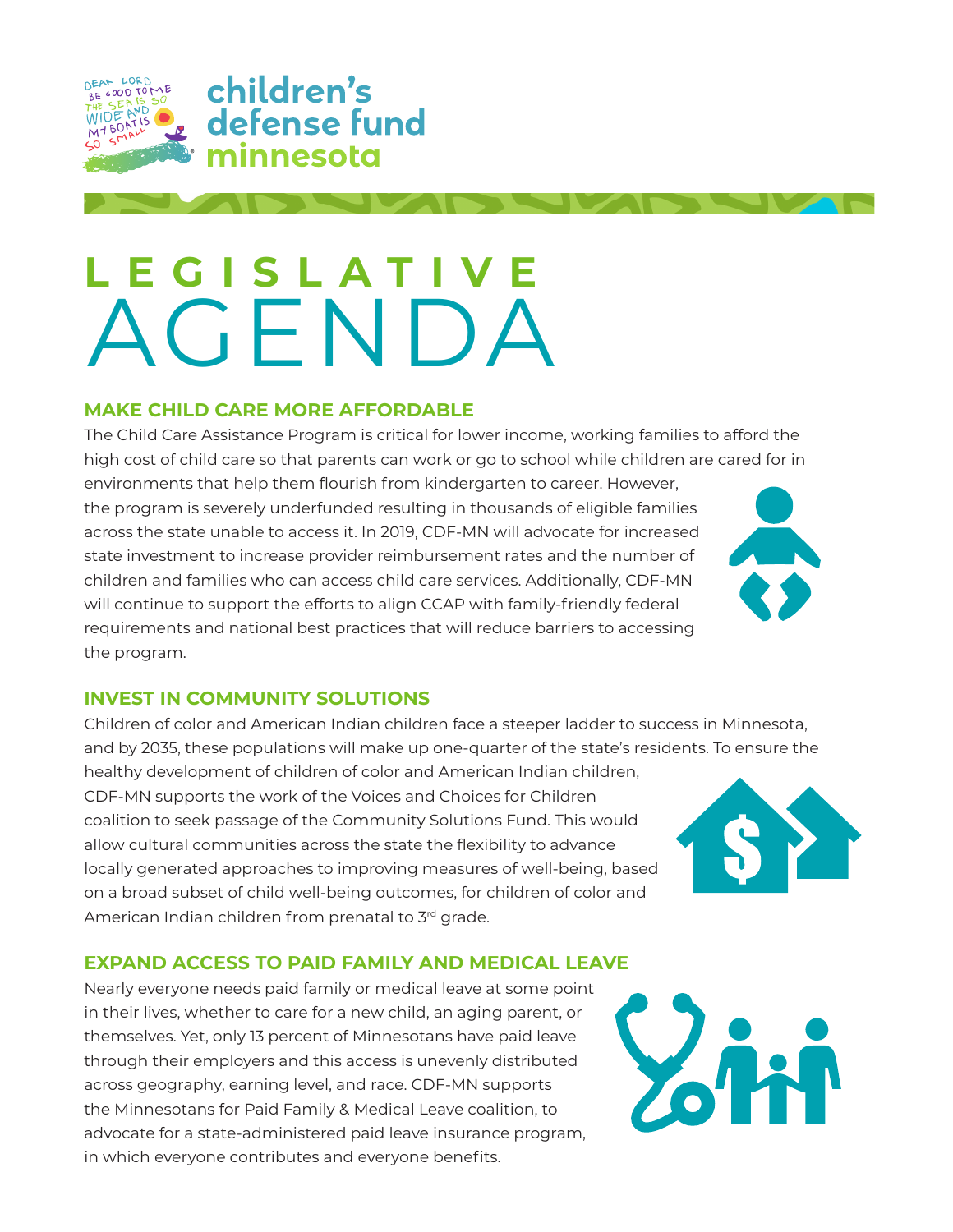children's defense fund minnesota

# LEGISLATIVE AGENDA

## MAKE CHILD CARE MORE AFFORDABLE

The Child Care Assistance Program is critical for lower income, working families to afford the high cost of child care so that parents can work or go to school while children are cared for in environments that help them flourish from kindergarten to career. However, the program is severely underfunded resulting in thousands of eligible families across the state unable to access it. In 2019, CDF-MN will advocate for increased state investment to increase provider reimbursement rates and the number of children and families who can access child care services. Additionally, CDF-MN will continue to support the efforts to align CCAP with family-friendly federal requirements and national best practices that will reduce barriers to accessing the program.

## INVEST IN COMMUNITY SOLUTIONS

Children of color and American Indian children face a steeper ladder to success in Minnesota, and by 2035, these populations will make up one-quarter of the state's residents. To ensure the healthy development of children of color and American Indian children, CDF-MN supports the work of the Voices and Choices for Children coalition to seek passage of the Community Solutions Fund. This would allow cultural communities across the state the flexibility to advance locally generated approaches to improving measures of well-being, based on a broad subset of child well-being outcomes, for children of color and American Indian children from prenatal to 3rd grade.

## EXPAND ACCESS TO PAID FAMILY AND MEDICAL LEAVE

Nearly everyone needs paid family or medical leave at some point in their lives, whether to care for a new child, an aging parent, or themselves. Yet, only 13 percent of Minnesotans have paid leave through their employers and this access is unevenly distributed across geography, earning level, and race. CDF-MN supports the Minnesotans for Paid Family & Medical Leave coalition, to advocate for a state-administered paid leave insurance program, in which everyone contributes and everyone benefits.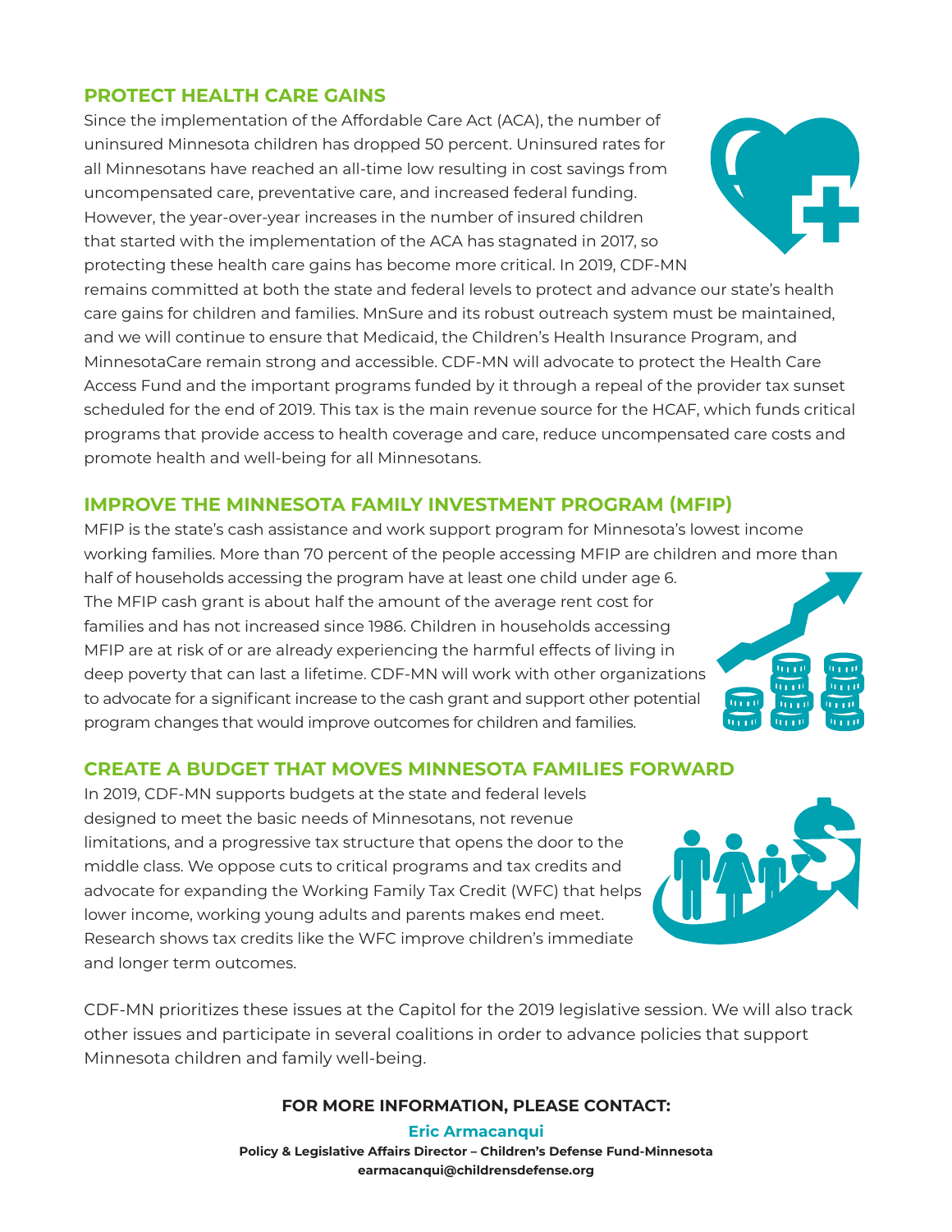## PROTECT HEALTH CARE GAINS

Since the implementation of the Affordable Care Act (ACA), the number of uninsured Minnesota children has dropped 50 percent. Uninsured rates for all Minnesotans have reached an all-time low resulting in cost savings from uncompensated care, preventative care, and increased federal funding. However, the year-over-year increases in the number of insured children that started with the implementation of the ACA has stagnated in 2017, so protecting these health care gains has become more critical. In 2019, CDF-MN remains committed at both the state and federal levels to protect and advance our state's health care gains for children and families. MnSure and its robust outreach system must be maintained, and we will continue to ensure that Medicaid, the Children's Health Insurance Program, and MinnesotaCare remain strong and accessible. CDF-MN will advocate to protect the Health Care Access Fund and the important programs funded by it through a repeal of the provider tax sunset scheduled for the end of 2019. This tax is the main revenue source for the HCAF, which funds critical programs that provide access to health coverage and care, reduce uncompensated care costs and promote health and well-being for all Minnesotans.

## IMPROVE THE MINNESOTA FAMILY INVESTMENT PROGRAM (MFIP)

MFIP is the state's cash assistance and work support program for Minnesota's lowest income working families. More than 70 percent of the people accessing MFIP are children and more than half of households accessing the program have at least one child under age 6. The MFIP cash grant is about half the amount of the average rent cost for families and has not increased since 1986. Children in households accessing MFIP are at risk of or are already experiencing the harmful effects of living in deep poverty that can last a lifetime. CDF-MN will work with other organizations to advocate for a significant increase to the cash grant and support other potential program changes that would improve outcomes for children and families.

## CREATE A BUDGET THAT MOVES MINNESOTA FAMILIES FORWARD

In 2019, CDF-MN supports budgets at the state and federal levels designed to meet the basic needs of Minnesotans, not revenue limitations, and a progressive tax structure that opens the door to the middle class. We oppose cuts to critical programs and tax credits and advocate for expanding the Working Family Tax Credit (WFC) that helps lower income, working young adults and parents makes end meet. Research shows tax credits like the WFC improve children's immediate and longer term outcomes.

CDF-MN prioritizes these issues at the Capitol for the 2019 legislative session. We will also track other issues and participate in several coalitions in order to advance policies that support Minnesota children and family well-being.

**FOR MORE INFORMATION, PLEASE CONTACT:**

**Eric Armacanqui**
**Policy & Legislative Affairs Director – Children's Defense Fund-Minnesota**
**earmacanqui@childrensdefense.org**